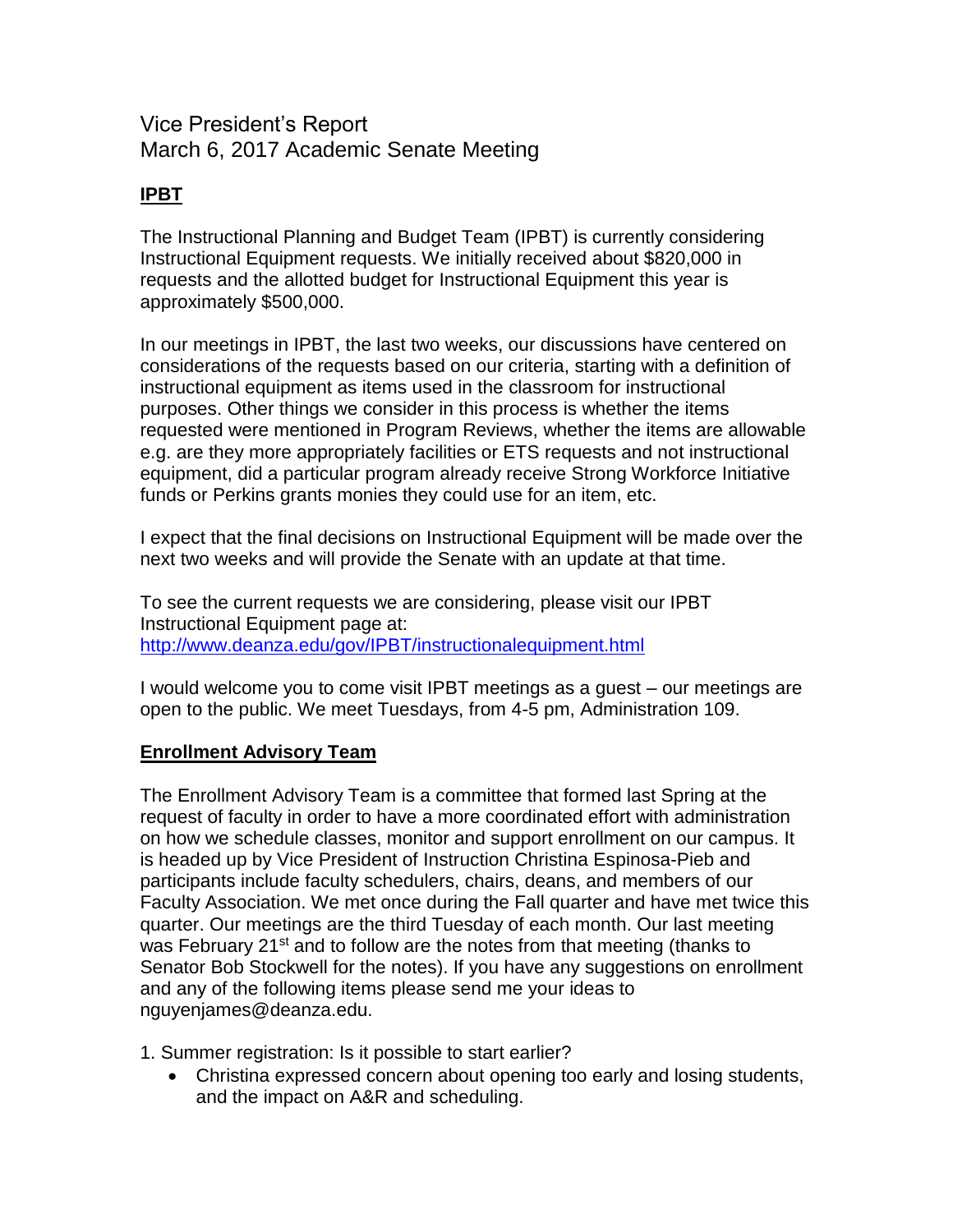# Vice President's Report
# March 6, 2017 Academic Senate Meeting

## **IPBT**

The Instructional Planning and Budget Team (IPBT) is currently considering Instructional Equipment requests. We initially received about $820,000 in requests and the allotted budget for Instructional Equipment this year is approximately $500,000.

In our meetings in IPBT, the last two weeks, our discussions have centered on considerations of the requests based on our criteria, starting with a definition of instructional equipment as items used in the classroom for instructional purposes. Other things we consider in this process is whether the items requested were mentioned in Program Reviews, whether the items are allowable e.g. are they more appropriately facilities or ETS requests and not instructional equipment, did a particular program already receive Strong Workforce Initiative funds or Perkins grants monies they could use for an item, etc.

I expect that the final decisions on Instructional Equipment will be made over the next two weeks and will provide the Senate with an update at that time.

To see the current requests we are considering, please visit our IPBT Instructional Equipment page at:
http://www.deanza.edu/gov/IPBT/instructionalequipment.html

I would welcome you to come visit IPBT meetings as a guest – our meetings are open to the public. We meet Tuesdays, from 4-5 pm, Administration 109.

## **Enrollment Advisory Team**

The Enrollment Advisory Team is a committee that formed last Spring at the request of faculty in order to have a more coordinated effort with administration on how we schedule classes, monitor and support enrollment on our campus. It is headed up by Vice President of Instruction Christina Espinosa-Pieb and participants include faculty schedulers, chairs, deans, and members of our Faculty Association. We met once during the Fall quarter and have met twice this quarter. Our meetings are the third Tuesday of each month. Our last meeting was February 21st and to follow are the notes from that meeting (thanks to Senator Bob Stockwell for the notes). If you have any suggestions on enrollment and any of the following items please send me your ideas to nguyenjames@deanza.edu.

1. Summer registration: Is it possible to start earlier?
   - Christina expressed concern about opening too early and losing students, and the impact on A&R and scheduling.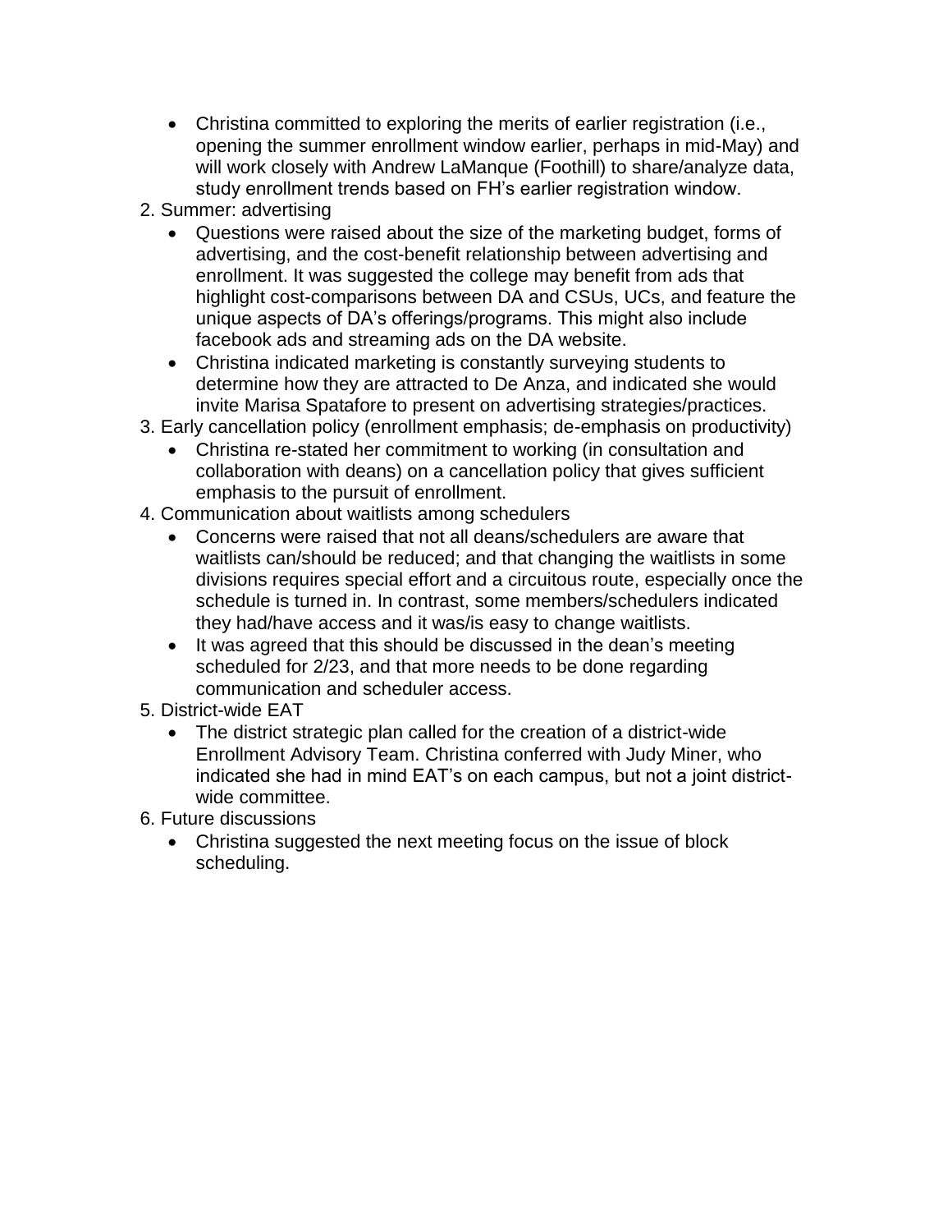- Christina committed to exploring the merits of earlier registration (i.e., opening the summer enrollment window earlier, perhaps in mid-May) and will work closely with Andrew LaManque (Foothill) to share/analyze data, study enrollment trends based on FH's earlier registration window.

2. Summer: advertising
   - Questions were raised about the size of the marketing budget, forms of advertising, and the cost-benefit relationship between advertising and enrollment. It was suggested the college may benefit from ads that highlight cost-comparisons between DA and CSUs, UCs, and feature the unique aspects of DA's offerings/programs. This might also include facebook ads and streaming ads on the DA website.
   - Christina indicated marketing is constantly surveying students to determine how they are attracted to De Anza, and indicated she would invite Marisa Spatafore to present on advertising strategies/practices.
3. Early cancellation policy (enrollment emphasis; de-emphasis on productivity)
   - Christina re-stated her commitment to working (in consultation and collaboration with deans) on a cancellation policy that gives sufficient emphasis to the pursuit of enrollment.
4. Communication about waitlists among schedulers
   - Concerns were raised that not all deans/schedulers are aware that waitlists can/should be reduced; and that changing the waitlists in some divisions requires special effort and a circuitous route, especially once the schedule is turned in. In contrast, some members/schedulers indicated they had/have access and it was/is easy to change waitlists.
   - It was agreed that this should be discussed in the dean's meeting scheduled for 2/23, and that more needs to be done regarding communication and scheduler access.
5. District-wide EAT
   - The district strategic plan called for the creation of a district-wide Enrollment Advisory Team. Christina conferred with Judy Miner, who indicated she had in mind EAT's on each campus, but not a joint district-wide committee.
6. Future discussions
   - Christina suggested the next meeting focus on the issue of block scheduling.